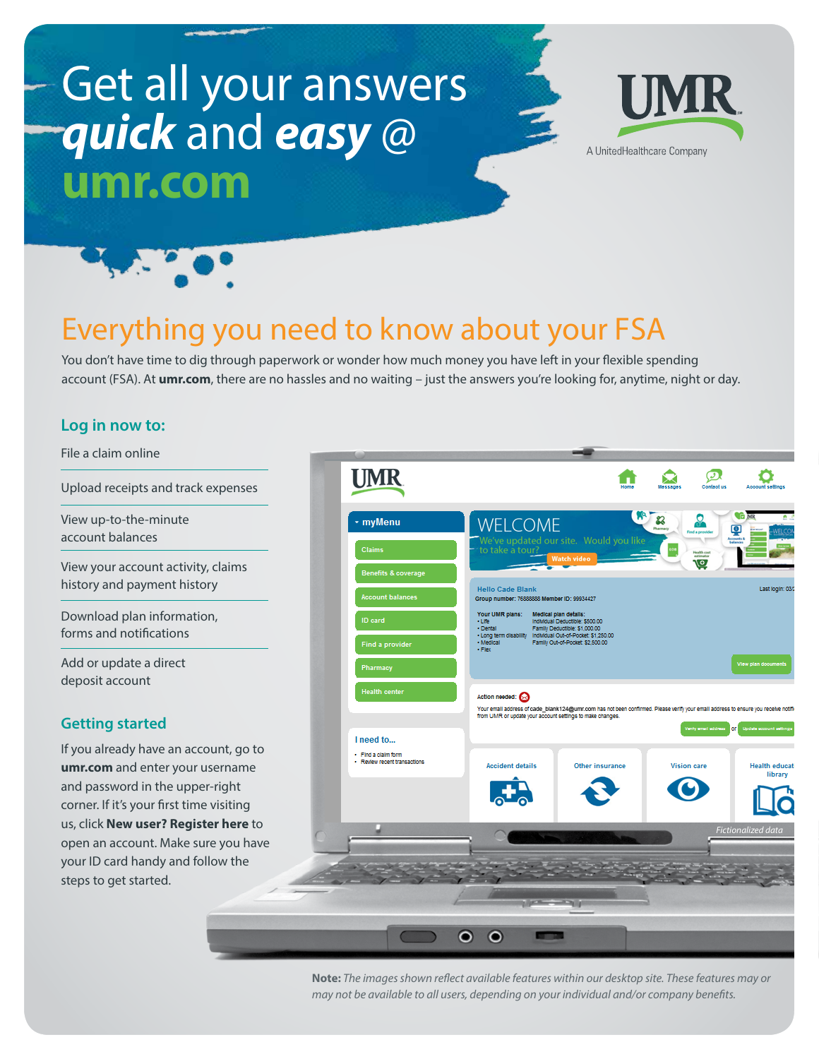# Get all your answers *quick* and *easy* @ umr.com

UMR
A UnitedHealthcare Company

## Everything you need to know about your FSA

You don't have time to dig through paperwork or wonder how much money you have left in your flexible spending account (FSA). At **umr.com**, there are no hassles and no waiting – just the answers you're looking for, anytime, night or day.

### Log in now to:

- File a claim online
- Upload receipts and track expenses
- View up-to-the-minute account balances
- View your account activity, claims history and payment history
- Download plan information, forms and notifications
- Add or update a direct deposit account

### Getting started

If you already have an account, go to **umr.com** and enter your username and password in the upper-right corner. If it's your first time visiting us, click **New user? Register here** to open an account. Make sure you have your ID card handy and follow the steps to get started.

*Fictionalized data*

**Note:** *The images shown reflect available features within our desktop site. These features may or may not be available to all users, depending on your individual and/or company benefits.*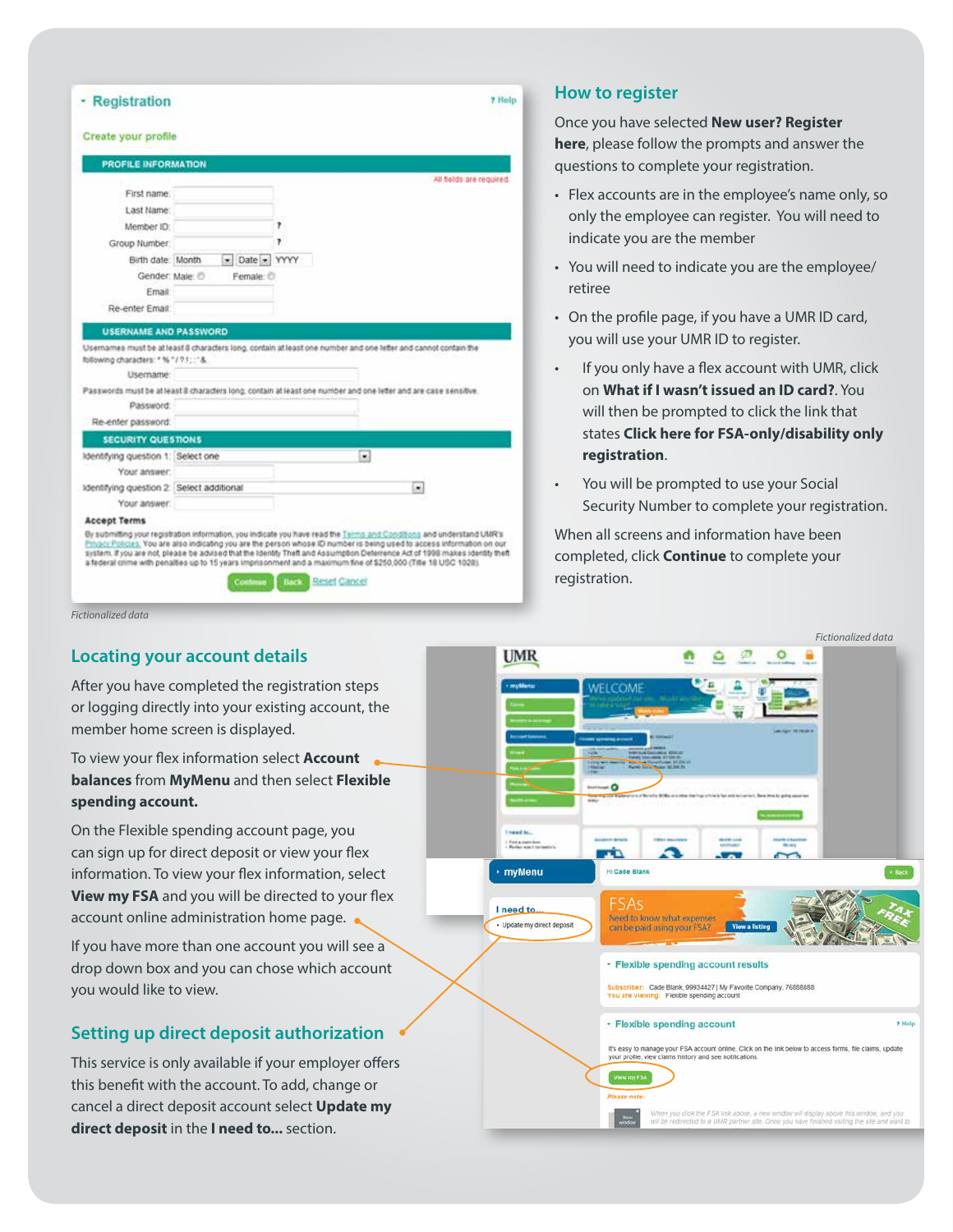Fictionalized data

## How to register

Once you have selected **New user? Register here**, please follow the prompts and answer the questions to complete your registration.

- Flex accounts are in the employee's name only, so only the employee can register. You will need to indicate you are the member
- You will need to indicate you are the employee/retiree
- On the profile page, if you have a UMR ID card, you will use your UMR ID to register.
- If you only have a flex account with UMR, click on **What if I wasn't issued an ID card?**. You will then be prompted to click the link that states **Click here for FSA-only/disability only registration**.
- You will be prompted to use your Social Security Number to complete your registration.

When all screens and information have been completed, click **Continue** to complete your registration.

Fictionalized data

## Locating your account details

After you have completed the registration steps or logging directly into your existing account, the member home screen is displayed.

To view your flex information select **Account balances** from **MyMenu** and then select **Flexible spending account.**

On the Flexible spending account page, you can sign up for direct deposit or view your flex information. To view your flex information, select **View my FSA** and you will be directed to your flex account online administration home page.

If you have more than one account you will see a drop down box and you can chose which account you would like to view.

## Setting up direct deposit authorization

This service is only available if your employer offers this benefit with the account. To add, change or cancel a direct deposit account select **Update my direct deposit** in the **I need to...** section.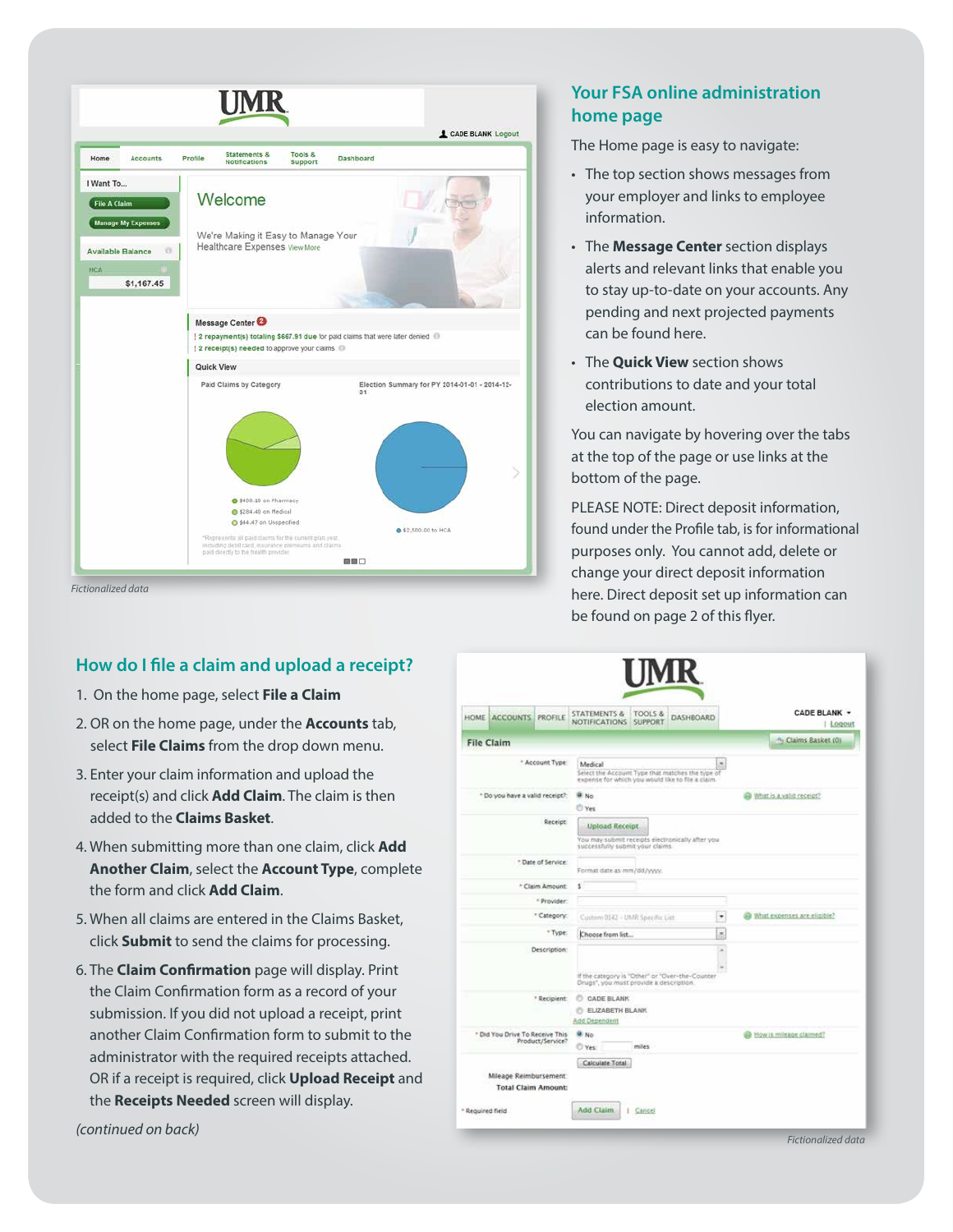Fictionalized data

## Your FSA online administration home page

The Home page is easy to navigate:

- The top section shows messages from your employer and links to employee information.
- The **Message Center** section displays alerts and relevant links that enable you to stay up-to-date on your accounts. Any pending and next projected payments can be found here.
- The **Quick View** section shows contributions to date and your total election amount.

You can navigate by hovering over the tabs at the top of the page or use links at the bottom of the page.

PLEASE NOTE: Direct deposit information, found under the Profile tab, is for informational purposes only. You cannot add, delete or change your direct deposit information here. Direct deposit set up information can be found on page 2 of this flyer.

## How do I file a claim and upload a receipt?

1. On the home page, select **File a Claim**
2. OR on the home page, under the **Accounts** tab, select **File Claims** from the drop down menu.
3. Enter your claim information and upload the receipt(s) and click **Add Claim**. The claim is then added to the **Claims Basket**.
4. When submitting more than one claim, click **Add Another Claim**, select the **Account Type**, complete the form and click **Add Claim**.
5. When all claims are entered in the Claims Basket, click **Submit** to send the claims for processing.
6. The **Claim Confirmation** page will display. Print the Claim Confirmation form as a record of your submission. If you did not upload a receipt, print another Claim Confirmation form to submit to the administrator with the required receipts attached. OR if a receipt is required, click **Upload Receipt** and the **Receipts Needed** screen will display.

*(continued on back)*

Fictionalized data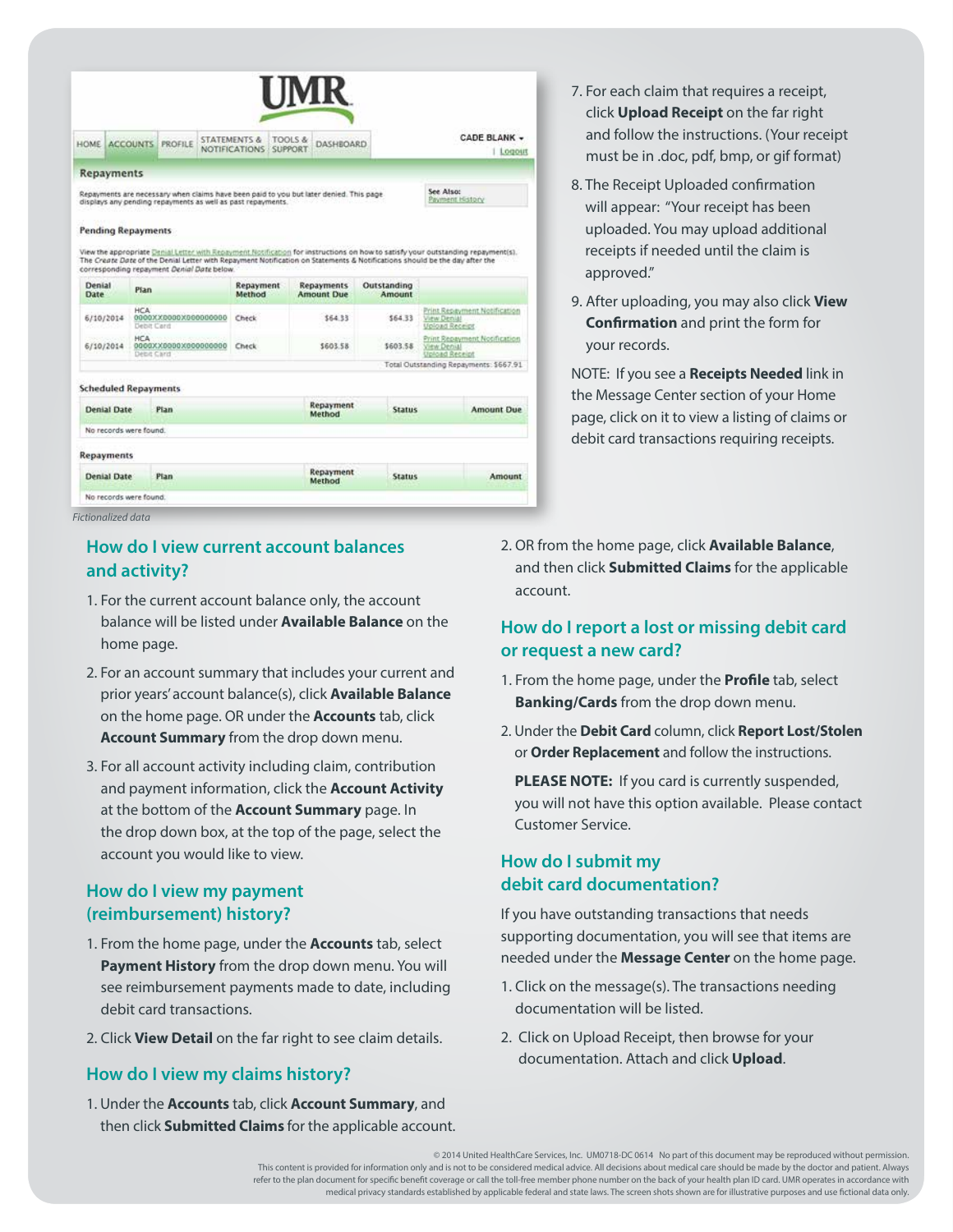*Fictionalized data*

7. For each claim that requires a receipt, click **Upload Receipt** on the far right and follow the instructions. (Your receipt must be in .doc, pdf, bmp, or gif format)
8. The Receipt Uploaded confirmation will appear: "Your receipt has been uploaded. You may upload additional receipts if needed until the claim is approved."
9. After uploading, you may also click **View Confirmation** and print the form for your records.

NOTE: If you see a **Receipts Needed** link in the Message Center section of your Home page, click on it to view a listing of claims or debit card transactions requiring receipts.

## How do I view current account balances and activity?

1. For the current account balance only, the account balance will be listed under **Available Balance** on the home page.
2. For an account summary that includes your current and prior years' account balance(s), click **Available Balance** on the home page. OR under the **Accounts** tab, click **Account Summary** from the drop down menu.
3. For all account activity including claim, contribution and payment information, click the **Account Activity** at the bottom of the **Account Summary** page. In the drop down box, at the top of the page, select the account you would like to view.

## How do I view my payment (reimbursement) history?

1. From the home page, under the **Accounts** tab, select **Payment History** from the drop down menu. You will see reimbursement payments made to date, including debit card transactions.
2. Click **View Detail** on the far right to see claim details.

## How do I view my claims history?

1. Under the **Accounts** tab, click **Account Summary**, and then click **Submitted Claims** for the applicable account.
2. OR from the home page, click **Available Balance**, and then click **Submitted Claims** for the applicable account.

## How do I report a lost or missing debit card or request a new card?

1. From the home page, under the **Profile** tab, select **Banking/Cards** from the drop down menu.
2. Under the **Debit Card** column, click **Report Lost/Stolen** or **Order Replacement** and follow the instructions.

   **PLEASE NOTE:** If you card is currently suspended, you will not have this option available. Please contact Customer Service.

## How do I submit my debit card documentation?

If you have outstanding transactions that needs supporting documentation, you will see that items are needed under the **Message Center** on the home page.

1. Click on the message(s). The transactions needing documentation will be listed.
2. Click on Upload Receipt, then browse for your documentation. Attach and click **Upload**.

© 2014 United HealthCare Services, Inc. UM0718-DC 0614 No part of this document may be reproduced without permission. This content is provided for information only and is not to be considered medical advice. All decisions about medical care should be made by the doctor and patient. Always refer to the plan document for specific benefit coverage or call the toll-free member phone number on the back of your health plan ID card. UMR operates in accordance with medical privacy standards established by applicable federal and state laws. The screen shots shown are for illustrative purposes and use fictional data only.